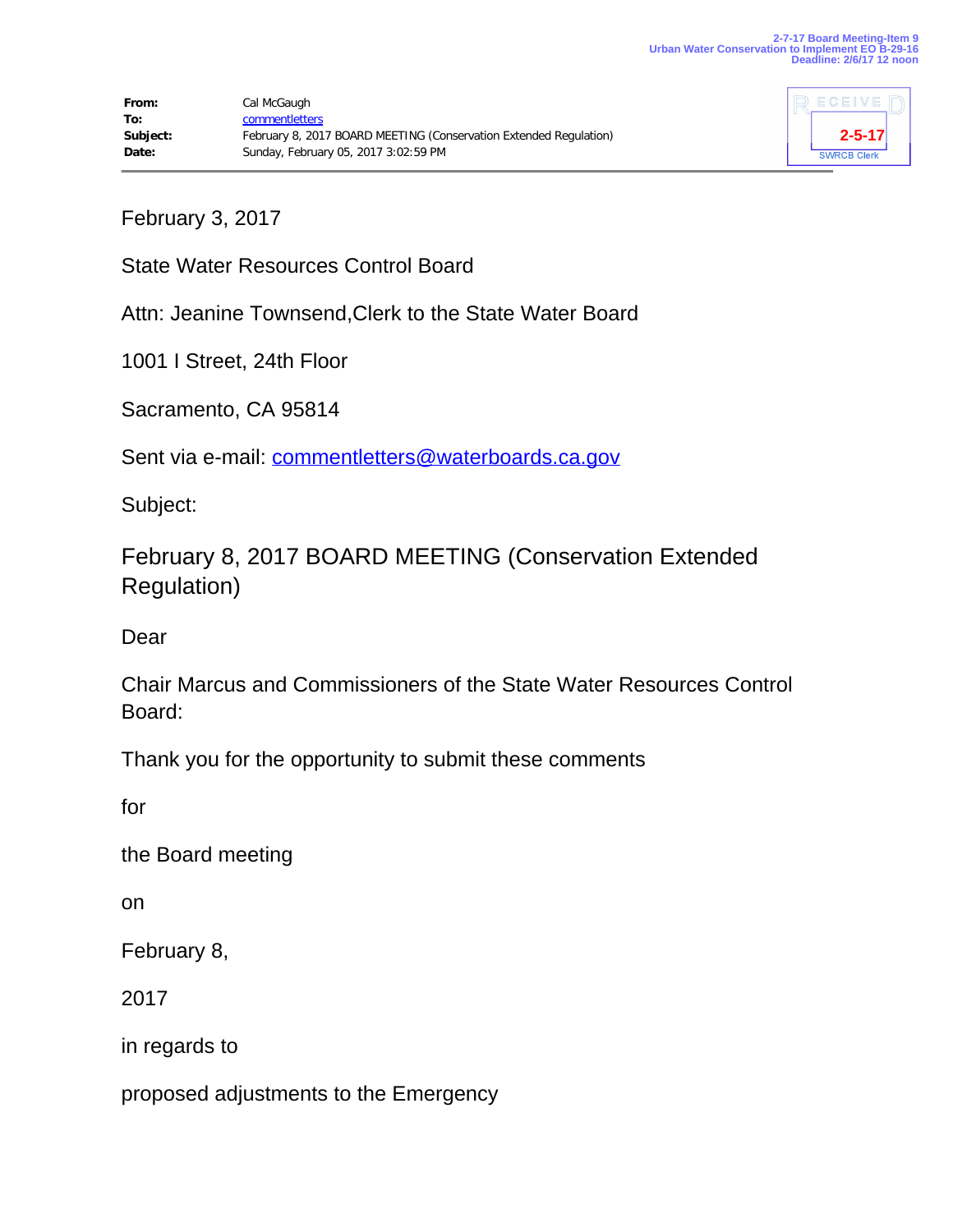2-7-17 Board Meeting-Item 9
Urban Water Conservation to Implement EO B-29-16
Deadline: 2/6/17 12 noon

RECEIVED
2-5-17
SWRCB Clerk

**From:** Cal McGaugh
**To:** commentletters
**Subject:** February 8, 2017 BOARD MEETING (Conservation Extended Regulation)
**Date:** Sunday, February 05, 2017 3:02:59 PM

February 3, 2017

State Water Resources Control Board

Attn: Jeanine Townsend,Clerk to the State Water Board

1001 I Street, 24th Floor

Sacramento, CA 95814

Sent via e-mail: commentletters@waterboards.ca.gov

Subject:

February 8, 2017 BOARD MEETING (Conservation Extended Regulation)

Dear

Chair Marcus and Commissioners of the State Water Resources Control Board:

Thank you for the opportunity to submit these comments

for

the Board meeting

on

February 8,

2017

in regards to

proposed adjustments to the Emergency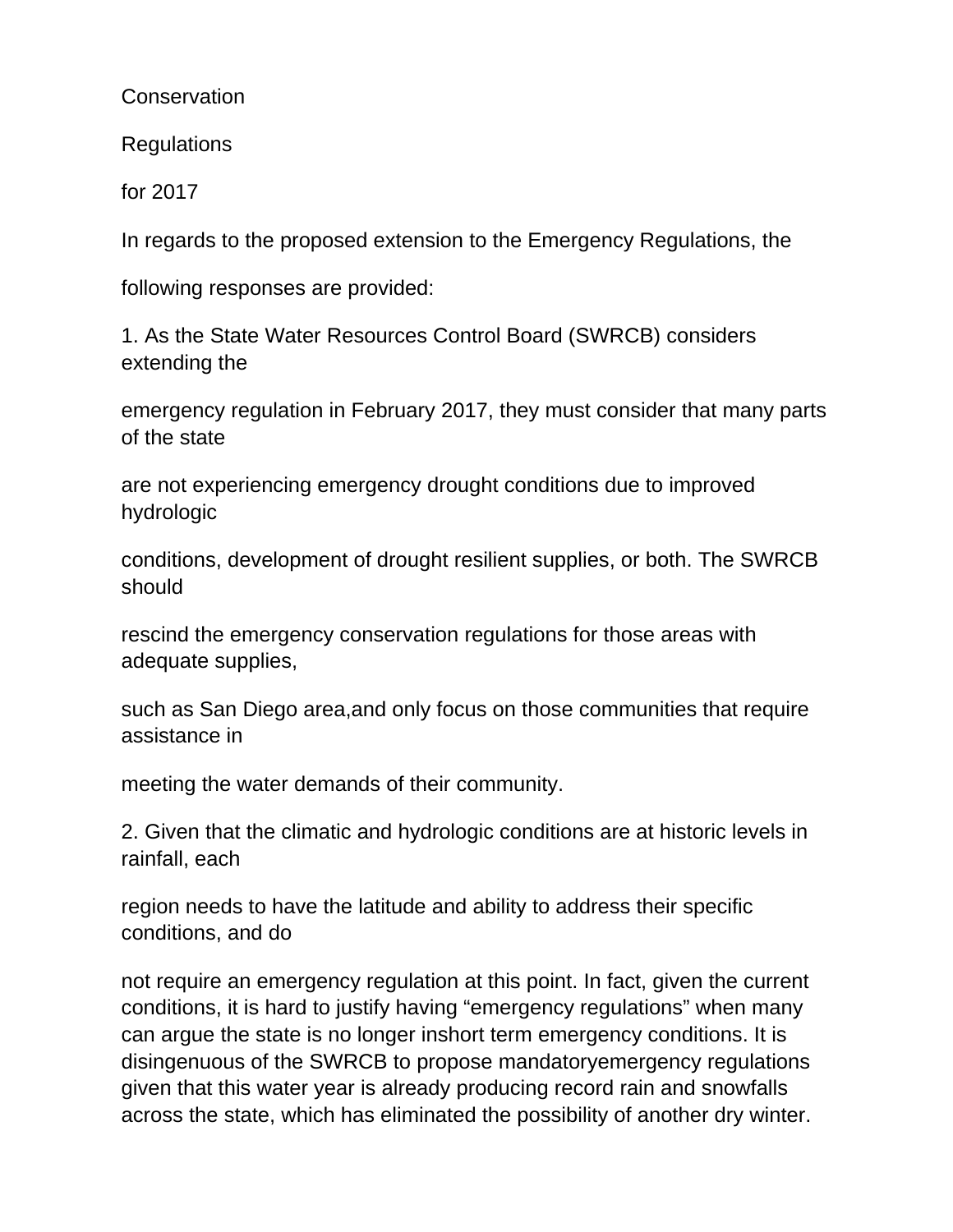Conservation

Regulations

for 2017

In regards to the proposed extension to the Emergency Regulations, the following responses are provided:

1. As the State Water Resources Control Board (SWRCB) considers extending the emergency regulation in February 2017, they must consider that many parts of the state are not experiencing emergency drought conditions due to improved hydrologic conditions, development of drought resilient supplies, or both. The SWRCB should rescind the emergency conservation regulations for those areas with adequate supplies, such as San Diego area,and only focus on those communities that require assistance in meeting the water demands of their community.

2. Given that the climatic and hydrologic conditions are at historic levels in rainfall, each region needs to have the latitude and ability to address their specific conditions, and do not require an emergency regulation at this point. In fact, given the current conditions, it is hard to justify having “emergency regulations” when many can argue the state is no longer inshort term emergency conditions. It is disingenuous of the SWRCB to propose mandatoryemergency regulations given that this water year is already producing record rain and snowfalls across the state, which has eliminated the possibility of another dry winter.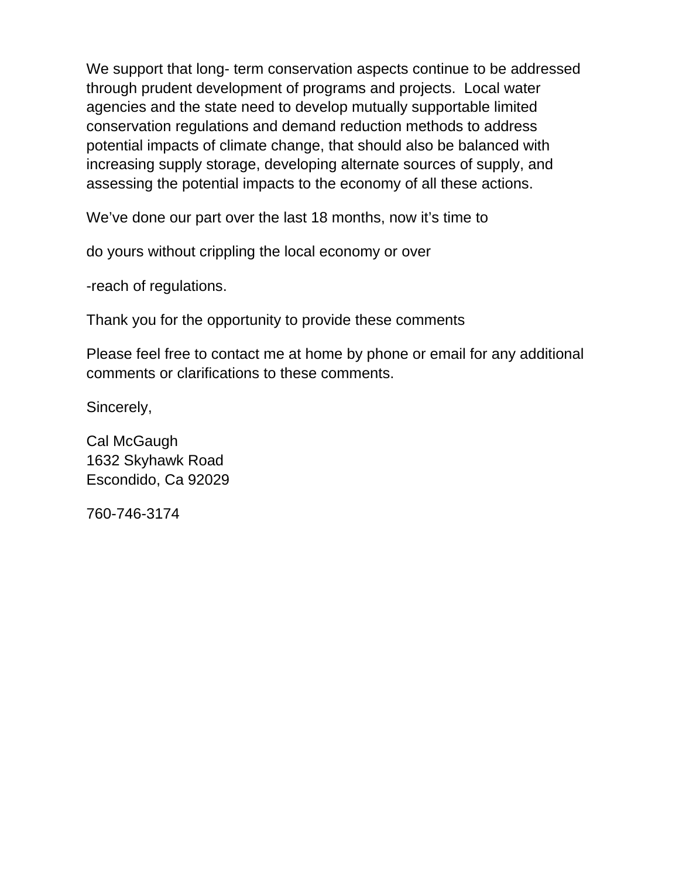We support that long- term conservation aspects continue to be addressed through prudent development of programs and projects.  Local water agencies and the state need to develop mutually supportable limited conservation regulations and demand reduction methods to address potential impacts of climate change, that should also be balanced with increasing supply storage, developing alternate sources of supply, and assessing the potential impacts to the economy of all these actions.

We've done our part over the last 18 months, now it's time to

do yours without crippling the local economy or over

-reach of regulations.

Thank you for the opportunity to provide these comments

Please feel free to contact me at home by phone or email for any additional comments or clarifications to these comments.

Sincerely,

Cal McGaugh
1632 Skyhawk Road
Escondido, Ca 92029

760-746-3174